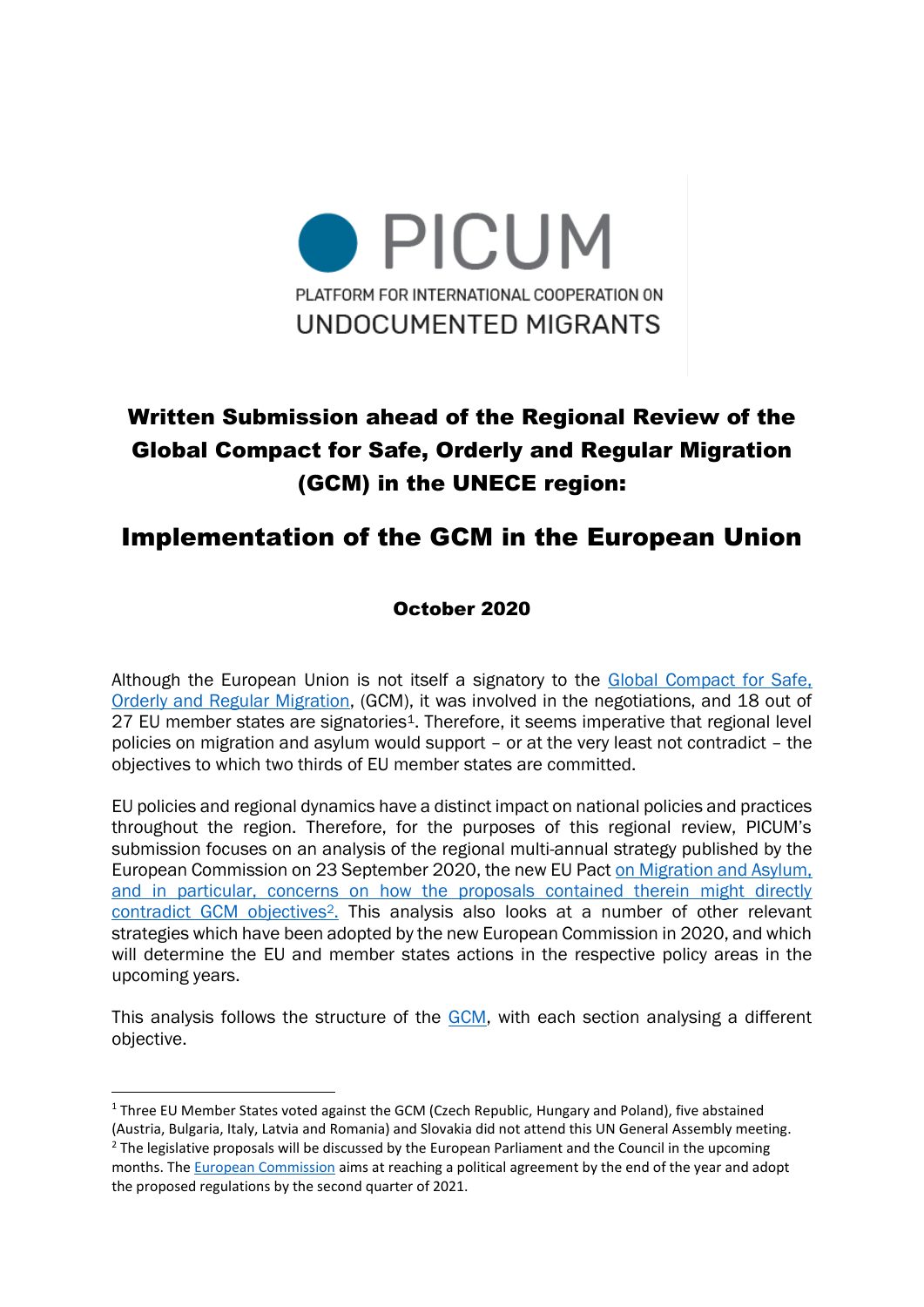PICUM

PLATFORM FOR INTERNATIONAL COOPERATION ON UNDOCUMENTED MIGRANTS

# Written Submission ahead of the Regional Review of the Global Compact for Safe, Orderly and Regular Migration (GCM) in the UNECE region:

# Implementation of the GCM in the European Union

**October 2020**

Although the European Union is not itself a signatory to the Global Compact for Safe, Orderly and Regular Migration, (GCM), it was involved in the negotiations, and 18 out of 27 EU member states are signatories[1]. Therefore, it seems imperative that regional level policies on migration and asylum would support – or at the very least not contradict – the objectives to which two thirds of EU member states are committed.

EU policies and regional dynamics have a distinct impact on national policies and practices throughout the region. Therefore, for the purposes of this regional review, PICUM's submission focuses on an analysis of the regional multi-annual strategy published by the European Commission on 23 September 2020, the new EU Pact on Migration and Asylum, and in particular, concerns on how the proposals contained therein might directly contradict GCM objectives[2]. This analysis also looks at a number of other relevant strategies which have been adopted by the new European Commission in 2020, and which will determine the EU and member states actions in the respective policy areas in the upcoming years.

This analysis follows the structure of the GCM, with each section analysing a different objective.

---

[1] Three EU Member States voted against the GCM (Czech Republic, Hungary and Poland), five abstained (Austria, Bulgaria, Italy, Latvia and Romania) and Slovakia did not attend this UN General Assembly meeting.

[2] The legislative proposals will be discussed by the European Parliament and the Council in the upcoming months. The European Commission aims at reaching a political agreement by the end of the year and adopt the proposed regulations by the second quarter of 2021.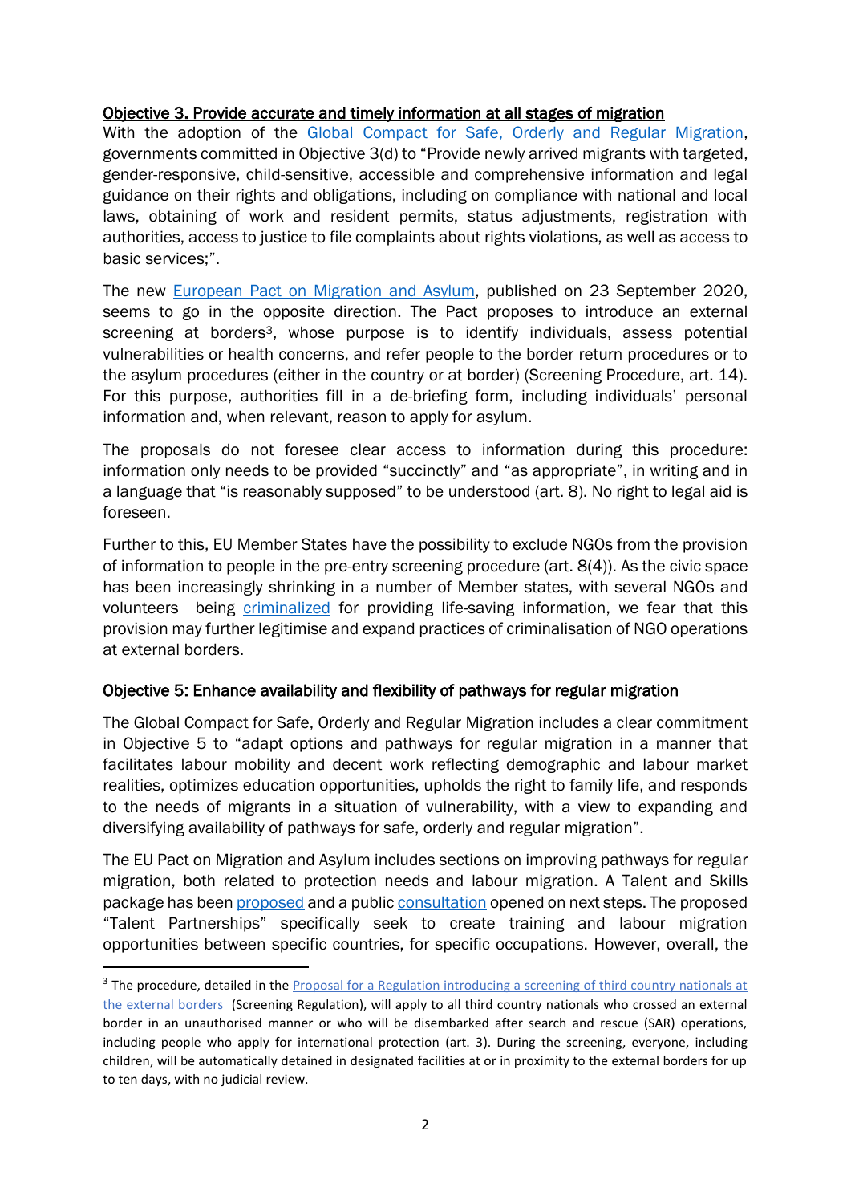**Objective 3. Provide accurate and timely information at all stages of migration**

With the adoption of the Global Compact for Safe, Orderly and Regular Migration, governments committed in Objective 3(d) to "Provide newly arrived migrants with targeted, gender-responsive, child-sensitive, accessible and comprehensive information and legal guidance on their rights and obligations, including on compliance with national and local laws, obtaining of work and resident permits, status adjustments, registration with authorities, access to justice to file complaints about rights violations, as well as access to basic services;".

The new European Pact on Migration and Asylum, published on 23 September 2020, seems to go in the opposite direction. The Pact proposes to introduce an external screening at borders[3], whose purpose is to identify individuals, assess potential vulnerabilities or health concerns, and refer people to the border return procedures or to the asylum procedures (either in the country or at border) (Screening Procedure, art. 14). For this purpose, authorities fill in a de-briefing form, including individuals' personal information and, when relevant, reason to apply for asylum.

The proposals do not foresee clear access to information during this procedure: information only needs to be provided "succinctly" and "as appropriate", in writing and in a language that "is reasonably supposed" to be understood (art. 8). No right to legal aid is foreseen.

Further to this, EU Member States have the possibility to exclude NGOs from the provision of information to people in the pre-entry screening procedure (art. 8(4)). As the civic space has been increasingly shrinking in a number of Member states, with several NGOs and volunteers being criminalized for providing life-saving information, we fear that this provision may further legitimise and expand practices of criminalisation of NGO operations at external borders.

**Objective 5: Enhance availability and flexibility of pathways for regular migration**

The Global Compact for Safe, Orderly and Regular Migration includes a clear commitment in Objective 5 to "adapt options and pathways for regular migration in a manner that facilitates labour mobility and decent work reflecting demographic and labour market realities, optimizes education opportunities, upholds the right to family life, and responds to the needs of migrants in a situation of vulnerability, with a view to expanding and diversifying availability of pathways for safe, orderly and regular migration".

The EU Pact on Migration and Asylum includes sections on improving pathways for regular migration, both related to protection needs and labour migration. A Talent and Skills package has been proposed and a public consultation opened on next steps. The proposed "Talent Partnerships" specifically seek to create training and labour migration opportunities between specific countries, for specific occupations. However, overall, the

[3] The procedure, detailed in the Proposal for a Regulation introducing a screening of third country nationals at the external borders (Screening Regulation), will apply to all third country nationals who crossed an external border in an unauthorised manner or who will be disembarked after search and rescue (SAR) operations, including people who apply for international protection (art. 3). During the screening, everyone, including children, will be automatically detained in designated facilities at or in proximity to the external borders for up to ten days, with no judicial review.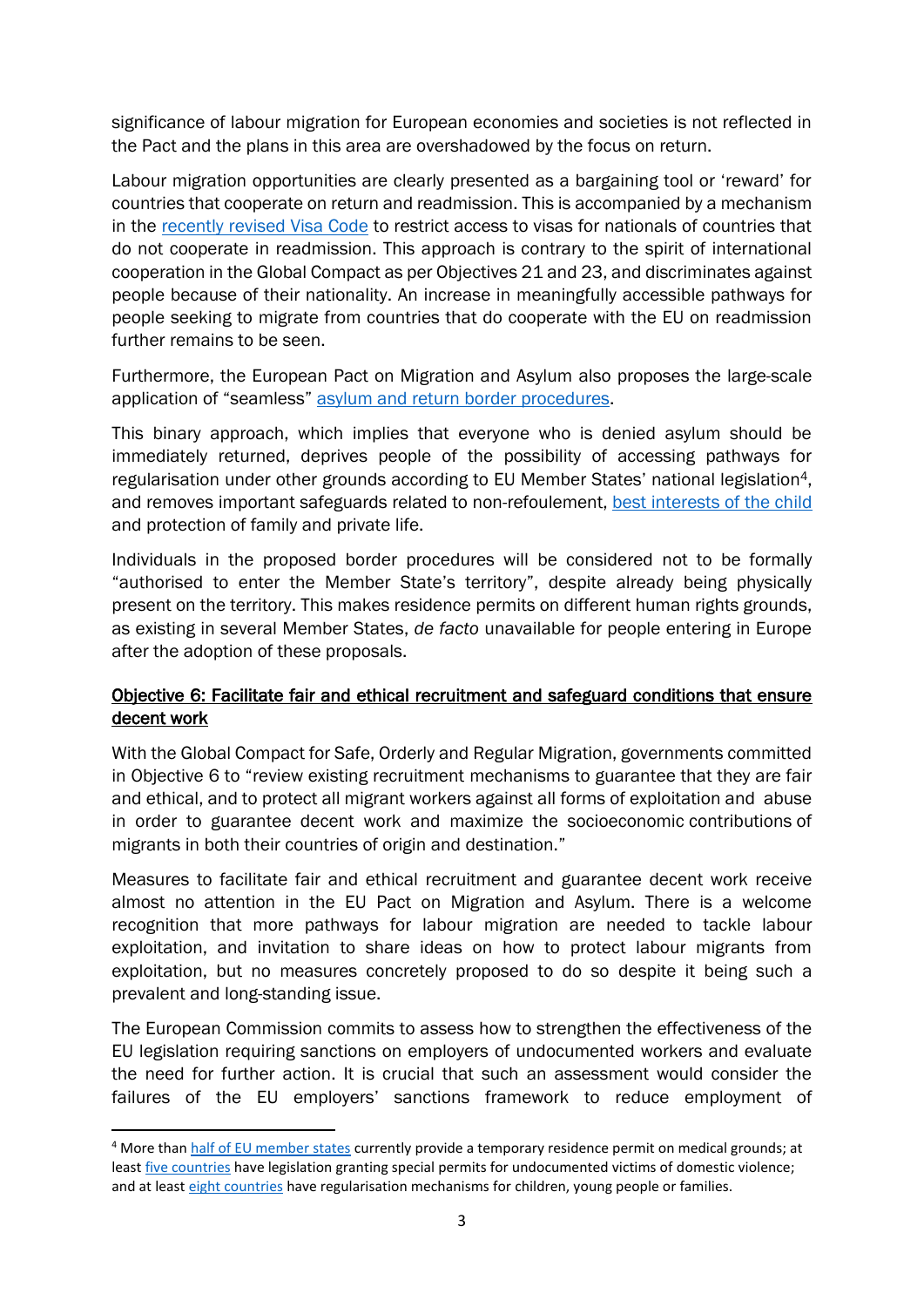significance of labour migration for European economies and societies is not reflected in the Pact and the plans in this area are overshadowed by the focus on return.

Labour migration opportunities are clearly presented as a bargaining tool or 'reward' for countries that cooperate on return and readmission. This is accompanied by a mechanism in the recently revised Visa Code to restrict access to visas for nationals of countries that do not cooperate in readmission. This approach is contrary to the spirit of international cooperation in the Global Compact as per Objectives 21 and 23, and discriminates against people because of their nationality. An increase in meaningfully accessible pathways for people seeking to migrate from countries that do cooperate with the EU on readmission further remains to be seen.

Furthermore, the European Pact on Migration and Asylum also proposes the large-scale application of "seamless" asylum and return border procedures.

This binary approach, which implies that everyone who is denied asylum should be immediately returned, deprives people of the possibility of accessing pathways for regularisation under other grounds according to EU Member States' national legislation[4], and removes important safeguards related to non-refoulement, best interests of the child and protection of family and private life.

Individuals in the proposed border procedures will be considered not to be formally "authorised to enter the Member State's territory", despite already being physically present on the territory. This makes residence permits on different human rights grounds, as existing in several Member States, *de facto* unavailable for people entering in Europe after the adoption of these proposals.

## Objective 6: Facilitate fair and ethical recruitment and safeguard conditions that ensure decent work

With the Global Compact for Safe, Orderly and Regular Migration, governments committed in Objective 6 to "review existing recruitment mechanisms to guarantee that they are fair and ethical, and to protect all migrant workers against all forms of exploitation and abuse in order to guarantee decent work and maximize the socioeconomic contributions of migrants in both their countries of origin and destination."

Measures to facilitate fair and ethical recruitment and guarantee decent work receive almost no attention in the EU Pact on Migration and Asylum. There is a welcome recognition that more pathways for labour migration are needed to tackle labour exploitation, and invitation to share ideas on how to protect labour migrants from exploitation, but no measures concretely proposed to do so despite it being such a prevalent and long-standing issue.

The European Commission commits to assess how to strengthen the effectiveness of the EU legislation requiring sanctions on employers of undocumented workers and evaluate the need for further action. It is crucial that such an assessment would consider the failures of the EU employers' sanctions framework to reduce employment of

[4] More than half of EU member states currently provide a temporary residence permit on medical grounds; at least five countries have legislation granting special permits for undocumented victims of domestic violence; and at least eight countries have regularisation mechanisms for children, young people or families.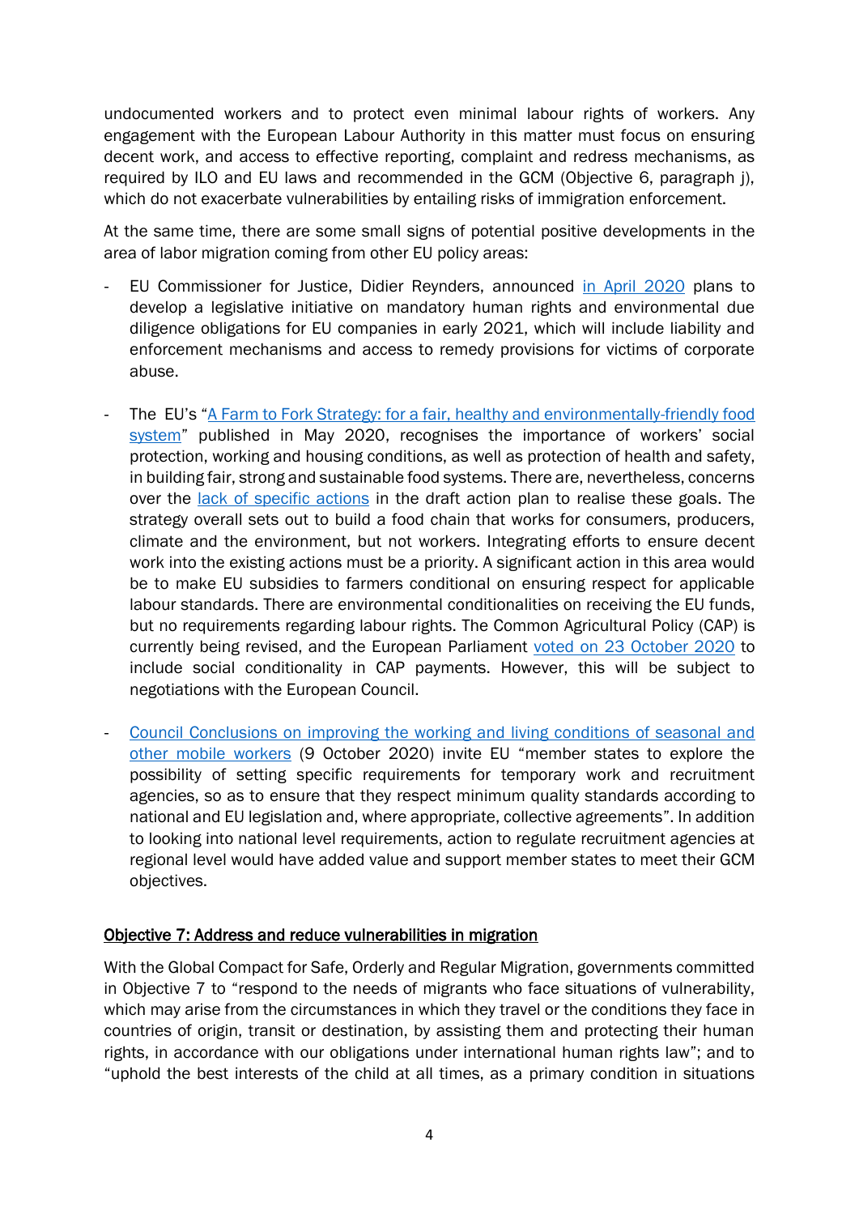undocumented workers and to protect even minimal labour rights of workers. Any engagement with the European Labour Authority in this matter must focus on ensuring decent work, and access to effective reporting, complaint and redress mechanisms, as required by ILO and EU laws and recommended in the GCM (Objective 6, paragraph j), which do not exacerbate vulnerabilities by entailing risks of immigration enforcement.

At the same time, there are some small signs of potential positive developments in the area of labor migration coming from other EU policy areas:

- EU Commissioner for Justice, Didier Reynders, announced in April 2020 plans to develop a legislative initiative on mandatory human rights and environmental due diligence obligations for EU companies in early 2021, which will include liability and enforcement mechanisms and access to remedy provisions for victims of corporate abuse.

- The EU's "A Farm to Fork Strategy: for a fair, healthy and environmentally-friendly food system" published in May 2020, recognises the importance of workers' social protection, working and housing conditions, as well as protection of health and safety, in building fair, strong and sustainable food systems. There are, nevertheless, concerns over the lack of specific actions in the draft action plan to realise these goals. The strategy overall sets out to build a food chain that works for consumers, producers, climate and the environment, but not workers. Integrating efforts to ensure decent work into the existing actions must be a priority. A significant action in this area would be to make EU subsidies to farmers conditional on ensuring respect for applicable labour standards. There are environmental conditionalities on receiving the EU funds, but no requirements regarding labour rights. The Common Agricultural Policy (CAP) is currently being revised, and the European Parliament voted on 23 October 2020 to include social conditionality in CAP payments. However, this will be subject to negotiations with the European Council.

- Council Conclusions on improving the working and living conditions of seasonal and other mobile workers (9 October 2020) invite EU "member states to explore the possibility of setting specific requirements for temporary work and recruitment agencies, so as to ensure that they respect minimum quality standards according to national and EU legislation and, where appropriate, collective agreements". In addition to looking into national level requirements, action to regulate recruitment agencies at regional level would have added value and support member states to meet their GCM objectives.

## Objective 7: Address and reduce vulnerabilities in migration

With the Global Compact for Safe, Orderly and Regular Migration, governments committed in Objective 7 to "respond to the needs of migrants who face situations of vulnerability, which may arise from the circumstances in which they travel or the conditions they face in countries of origin, transit or destination, by assisting them and protecting their human rights, in accordance with our obligations under international human rights law"; and to "uphold the best interests of the child at all times, as a primary condition in situations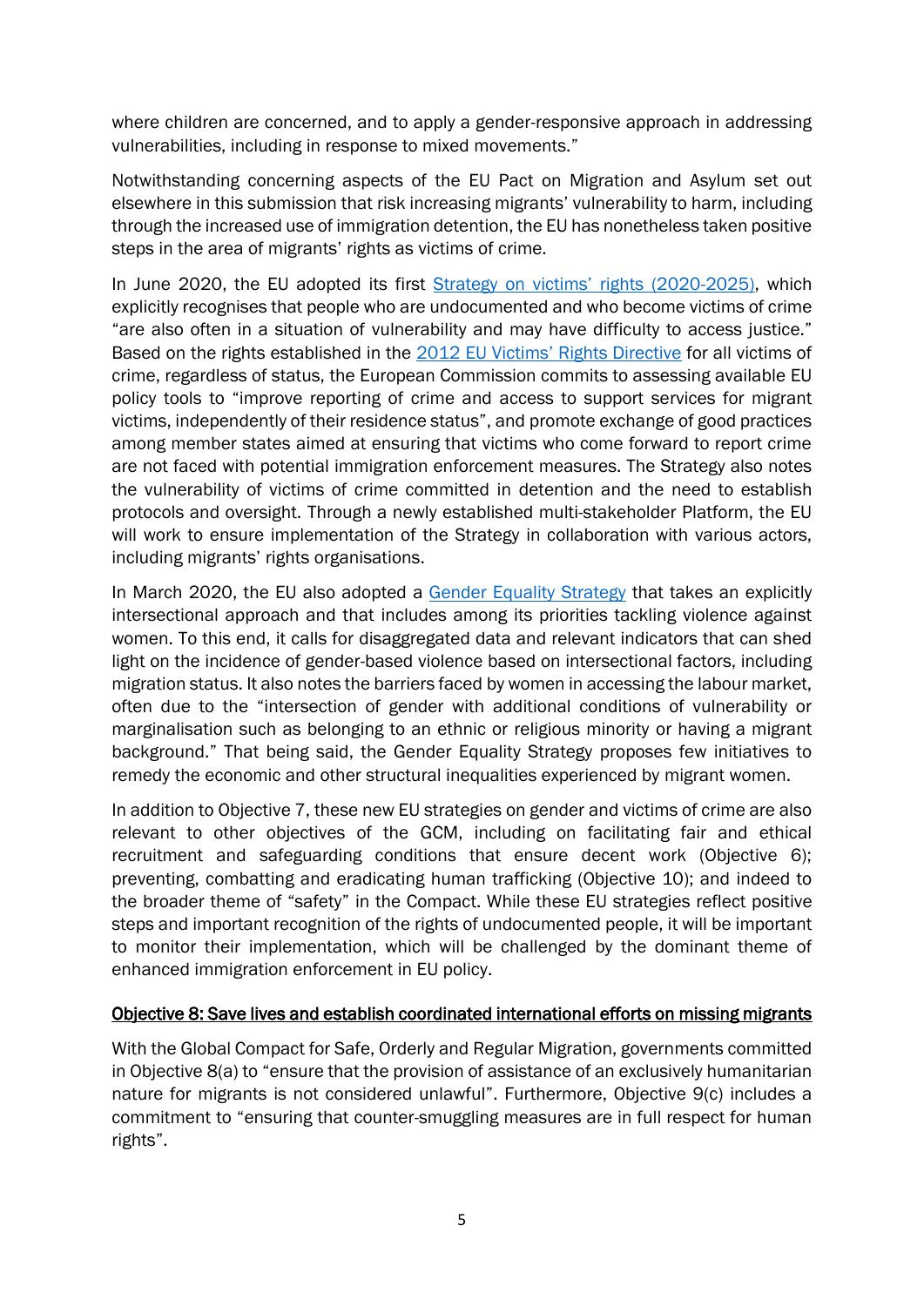where children are concerned, and to apply a gender-responsive approach in addressing vulnerabilities, including in response to mixed movements."

Notwithstanding concerning aspects of the EU Pact on Migration and Asylum set out elsewhere in this submission that risk increasing migrants' vulnerability to harm, including through the increased use of immigration detention, the EU has nonetheless taken positive steps in the area of migrants' rights as victims of crime.

In June 2020, the EU adopted its first [Strategy on victims' rights (2020-2025)](), which explicitly recognises that people who are undocumented and who become victims of crime "are also often in a situation of vulnerability and may have difficulty to access justice." Based on the rights established in the [2012 EU Victims' Rights Directive]() for all victims of crime, regardless of status, the European Commission commits to assessing available EU policy tools to "improve reporting of crime and access to support services for migrant victims, independently of their residence status", and promote exchange of good practices among member states aimed at ensuring that victims who come forward to report crime are not faced with potential immigration enforcement measures. The Strategy also notes the vulnerability of victims of crime committed in detention and the need to establish protocols and oversight. Through a newly established multi-stakeholder Platform, the EU will work to ensure implementation of the Strategy in collaboration with various actors, including migrants' rights organisations.

In March 2020, the EU also adopted a [Gender Equality Strategy]() that takes an explicitly intersectional approach and that includes among its priorities tackling violence against women. To this end, it calls for disaggregated data and relevant indicators that can shed light on the incidence of gender-based violence based on intersectional factors, including migration status. It also notes the barriers faced by women in accessing the labour market, often due to the "intersection of gender with additional conditions of vulnerability or marginalisation such as belonging to an ethnic or religious minority or having a migrant background." That being said, the Gender Equality Strategy proposes few initiatives to remedy the economic and other structural inequalities experienced by migrant women.

In addition to Objective 7, these new EU strategies on gender and victims of crime are also relevant to other objectives of the GCM, including on facilitating fair and ethical recruitment and safeguarding conditions that ensure decent work (Objective 6); preventing, combatting and eradicating human trafficking (Objective 10); and indeed to the broader theme of "safety" in the Compact. While these EU strategies reflect positive steps and important recognition of the rights of undocumented people, it will be important to monitor their implementation, which will be challenged by the dominant theme of enhanced immigration enforcement in EU policy.

### Objective 8: Save lives and establish coordinated international efforts on missing migrants

With the Global Compact for Safe, Orderly and Regular Migration, governments committed in Objective 8(a) to "ensure that the provision of assistance of an exclusively humanitarian nature for migrants is not considered unlawful". Furthermore, Objective 9(c) includes a commitment to "ensuring that counter-smuggling measures are in full respect for human rights".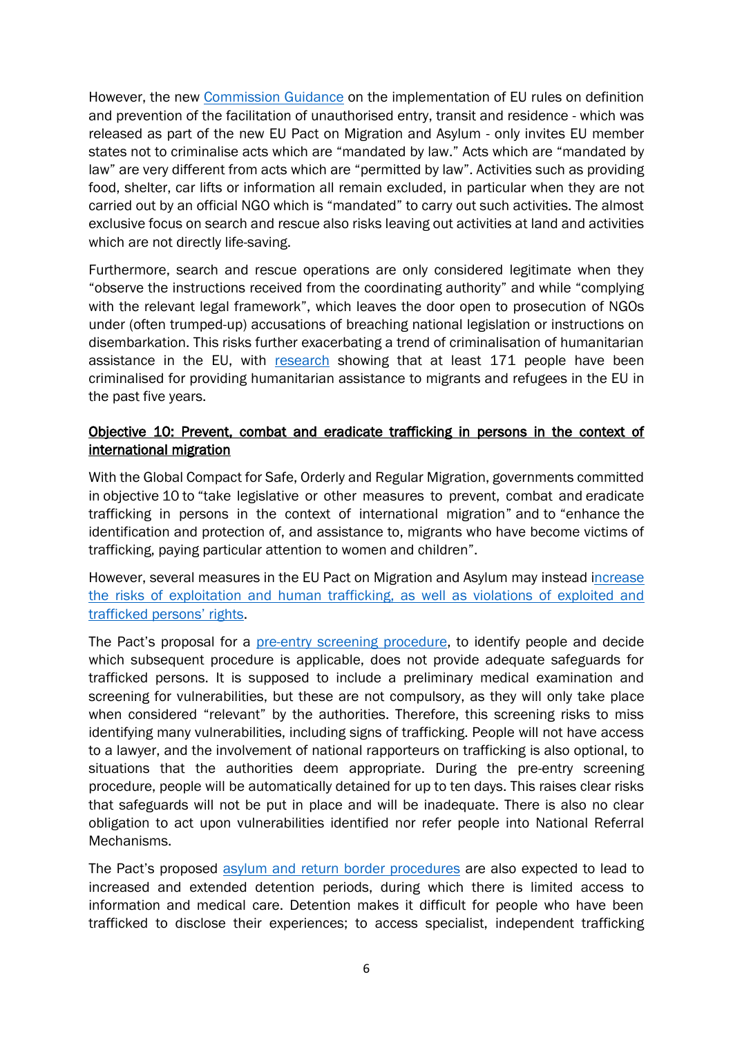However, the new Commission Guidance on the implementation of EU rules on definition and prevention of the facilitation of unauthorised entry, transit and residence - which was released as part of the new EU Pact on Migration and Asylum - only invites EU member states not to criminalise acts which are "mandated by law." Acts which are "mandated by law" are very different from acts which are "permitted by law". Activities such as providing food, shelter, car lifts or information all remain excluded, in particular when they are not carried out by an official NGO which is "mandated" to carry out such activities. The almost exclusive focus on search and rescue also risks leaving out activities at land and activities which are not directly life-saving.

Furthermore, search and rescue operations are only considered legitimate when they "observe the instructions received from the coordinating authority" and while "complying with the relevant legal framework", which leaves the door open to prosecution of NGOs under (often trumped-up) accusations of breaching national legislation or instructions on disembarkation. This risks further exacerbating a trend of criminalisation of humanitarian assistance in the EU, with research showing that at least 171 people have been criminalised for providing humanitarian assistance to migrants and refugees in the EU in the past five years.

<u>Objective 10: Prevent, combat and eradicate trafficking in persons in the context of international migration</u>

With the Global Compact for Safe, Orderly and Regular Migration, governments committed in objective 10 to "take legislative or other measures to prevent, combat and eradicate trafficking in persons in the context of international migration" and to "enhance the identification and protection of, and assistance to, migrants who have become victims of trafficking, paying particular attention to women and children".

However, several measures in the EU Pact on Migration and Asylum may instead increase the risks of exploitation and human trafficking, as well as violations of exploited and trafficked persons' rights.

The Pact's proposal for a pre-entry screening procedure, to identify people and decide which subsequent procedure is applicable, does not provide adequate safeguards for trafficked persons. It is supposed to include a preliminary medical examination and screening for vulnerabilities, but these are not compulsory, as they will only take place when considered "relevant" by the authorities. Therefore, this screening risks to miss identifying many vulnerabilities, including signs of trafficking. People will not have access to a lawyer, and the involvement of national rapporteurs on trafficking is also optional, to situations that the authorities deem appropriate. During the pre-entry screening procedure, people will be automatically detained for up to ten days. This raises clear risks that safeguards will not be put in place and will be inadequate. There is also no clear obligation to act upon vulnerabilities identified nor refer people into National Referral Mechanisms.

The Pact's proposed asylum and return border procedures are also expected to lead to increased and extended detention periods, during which there is limited access to information and medical care. Detention makes it difficult for people who have been trafficked to disclose their experiences; to access specialist, independent trafficking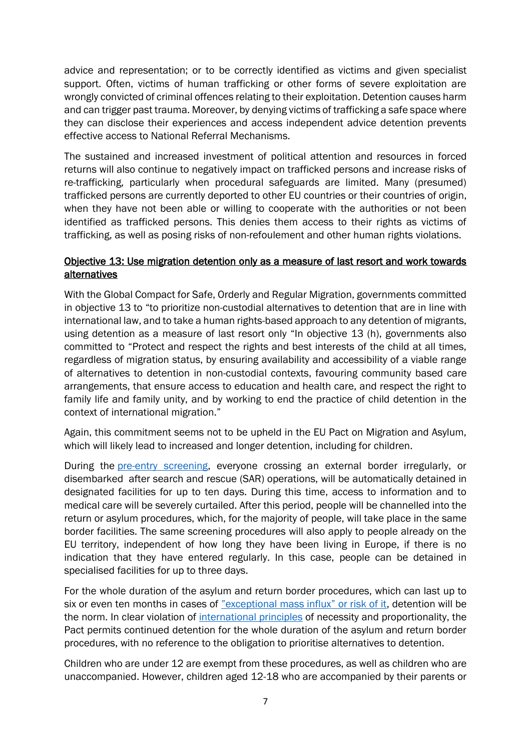advice and representation; or to be correctly identified as victims and given specialist support. Often, victims of human trafficking or other forms of severe exploitation are wrongly convicted of criminal offences relating to their exploitation. Detention causes harm and can trigger past trauma. Moreover, by denying victims of trafficking a safe space where they can disclose their experiences and access independent advice detention prevents effective access to National Referral Mechanisms.

The sustained and increased investment of political attention and resources in forced returns will also continue to negatively impact on trafficked persons and increase risks of re-trafficking, particularly when procedural safeguards are limited. Many (presumed) trafficked persons are currently deported to other EU countries or their countries of origin, when they have not been able or willing to cooperate with the authorities or not been identified as trafficked persons. This denies them access to their rights as victims of trafficking, as well as posing risks of non-refoulement and other human rights violations.

## Objective 13: Use migration detention only as a measure of last resort and work towards alternatives

With the Global Compact for Safe, Orderly and Regular Migration, governments committed in objective 13 to "to prioritize non-custodial alternatives to detention that are in line with international law, and to take a human rights-based approach to any detention of migrants, using detention as a measure of last resort only "In objective 13 (h), governments also committed to "Protect and respect the rights and best interests of the child at all times, regardless of migration status, by ensuring availability and accessibility of a viable range of alternatives to detention in non-custodial contexts, favouring community based care arrangements, that ensure access to education and health care, and respect the right to family life and family unity, and by working to end the practice of child detention in the context of international migration."

Again, this commitment seems not to be upheld in the EU Pact on Migration and Asylum, which will likely lead to increased and longer detention, including for children.

During the pre-entry screening, everyone crossing an external border irregularly, or disembarked after search and rescue (SAR) operations, will be automatically detained in designated facilities for up to ten days. During this time, access to information and to medical care will be severely curtailed. After this period, people will be channelled into the return or asylum procedures, which, for the majority of people, will take place in the same border facilities. The same screening procedures will also apply to people already on the EU territory, independent of how long they have been living in Europe, if there is no indication that they have entered regularly. In this case, people can be detained in specialised facilities for up to three days.

For the whole duration of the asylum and return border procedures, which can last up to six or even ten months in cases of "exceptional mass influx" or risk of it, detention will be the norm. In clear violation of international principles of necessity and proportionality, the Pact permits continued detention for the whole duration of the asylum and return border procedures, with no reference to the obligation to prioritise alternatives to detention.

Children who are under 12 are exempt from these procedures, as well as children who are unaccompanied. However, children aged 12-18 who are accompanied by their parents or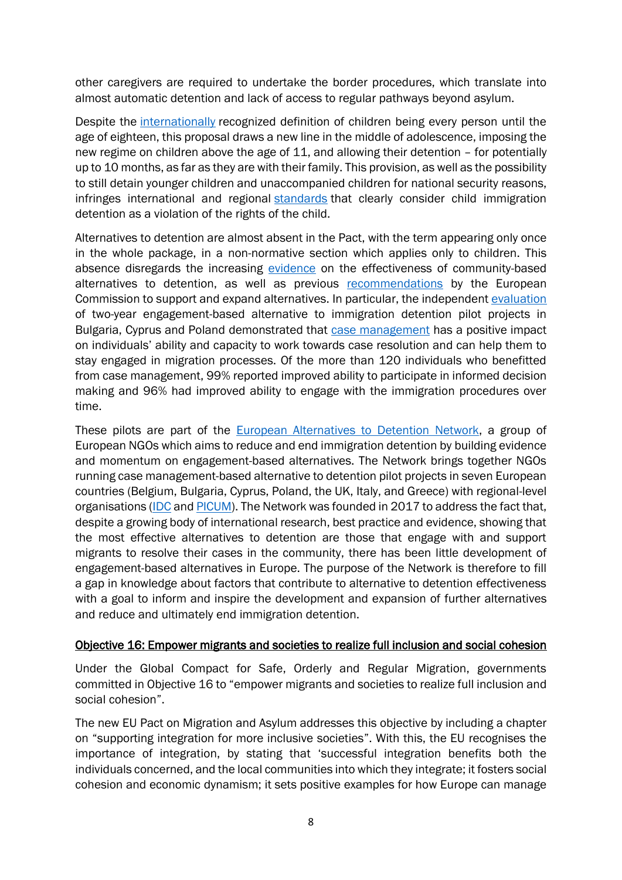other caregivers are required to undertake the border procedures, which translate into almost automatic detention and lack of access to regular pathways beyond asylum.

Despite the internationally recognized definition of children being every person until the age of eighteen, this proposal draws a new line in the middle of adolescence, imposing the new regime on children above the age of 11, and allowing their detention – for potentially up to 10 months, as far as they are with their family. This provision, as well as the possibility to still detain younger children and unaccompanied children for national security reasons, infringes international and regional standards that clearly consider child immigration detention as a violation of the rights of the child.

Alternatives to detention are almost absent in the Pact, with the term appearing only once in the whole package, in a non-normative section which applies only to children. This absence disregards the increasing evidence on the effectiveness of community-based alternatives to detention, as well as previous recommendations by the European Commission to support and expand alternatives. In particular, the independent evaluation of two-year engagement-based alternative to immigration detention pilot projects in Bulgaria, Cyprus and Poland demonstrated that case management has a positive impact on individuals' ability and capacity to work towards case resolution and can help them to stay engaged in migration processes. Of the more than 120 individuals who benefitted from case management, 99% reported improved ability to participate in informed decision making and 96% had improved ability to engage with the immigration procedures over time.

These pilots are part of the European Alternatives to Detention Network, a group of European NGOs which aims to reduce and end immigration detention by building evidence and momentum on engagement-based alternatives. The Network brings together NGOs running case management-based alternative to detention pilot projects in seven European countries (Belgium, Bulgaria, Cyprus, Poland, the UK, Italy, and Greece) with regional-level organisations (IDC and PICUM). The Network was founded in 2017 to address the fact that, despite a growing body of international research, best practice and evidence, showing that the most effective alternatives to detention are those that engage with and support migrants to resolve their cases in the community, there has been little development of engagement-based alternatives in Europe. The purpose of the Network is therefore to fill a gap in knowledge about factors that contribute to alternative to detention effectiveness with a goal to inform and inspire the development and expansion of further alternatives and reduce and ultimately end immigration detention.

## Objective 16: Empower migrants and societies to realize full inclusion and social cohesion

Under the Global Compact for Safe, Orderly and Regular Migration, governments committed in Objective 16 to "empower migrants and societies to realize full inclusion and social cohesion".

The new EU Pact on Migration and Asylum addresses this objective by including a chapter on "supporting integration for more inclusive societies". With this, the EU recognises the importance of integration, by stating that 'successful integration benefits both the individuals concerned, and the local communities into which they integrate; it fosters social cohesion and economic dynamism; it sets positive examples for how Europe can manage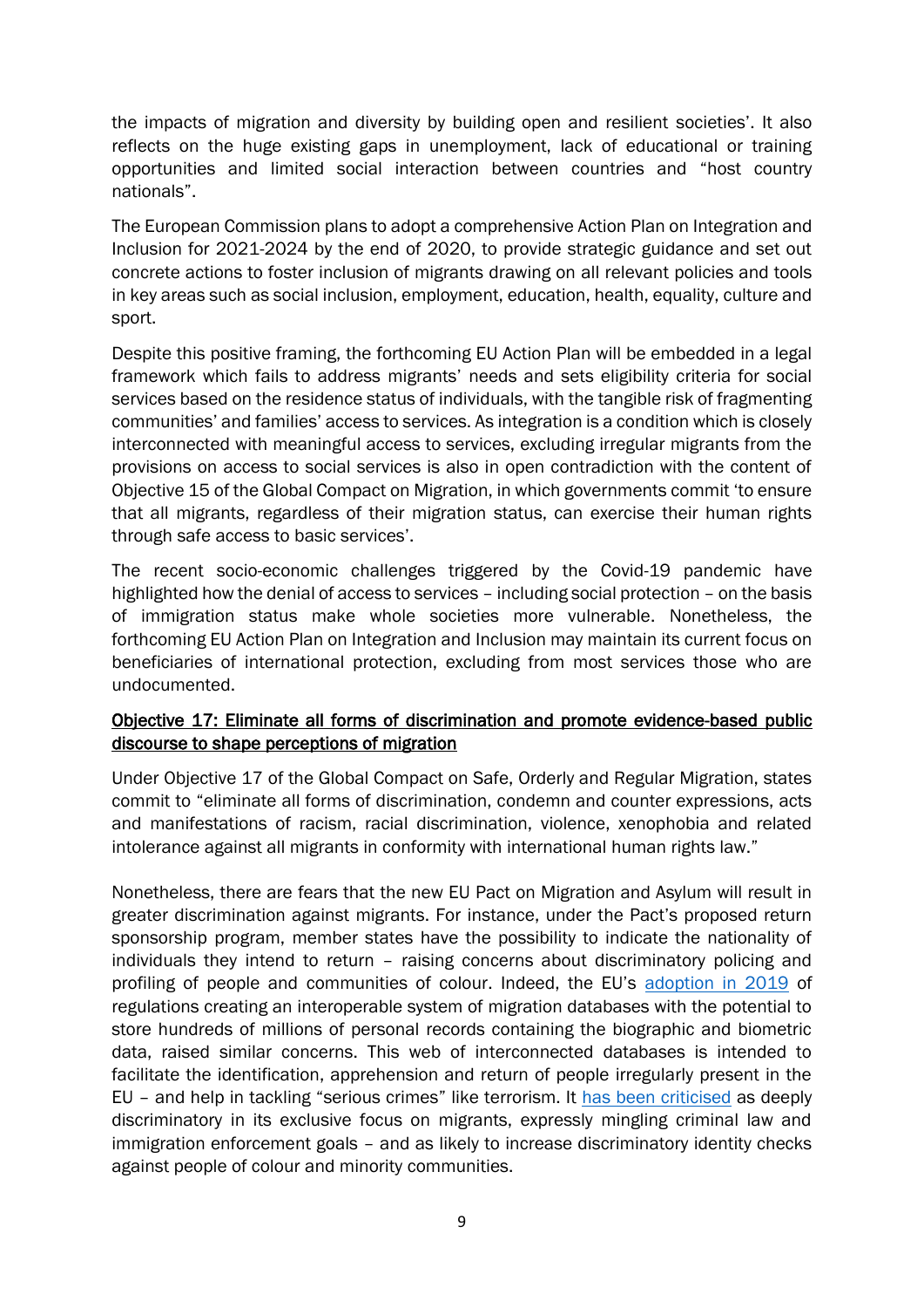the impacts of migration and diversity by building open and resilient societies'. It also reflects on the huge existing gaps in unemployment, lack of educational or training opportunities and limited social interaction between countries and "host country nationals".

The European Commission plans to adopt a comprehensive Action Plan on Integration and Inclusion for 2021-2024 by the end of 2020, to provide strategic guidance and set out concrete actions to foster inclusion of migrants drawing on all relevant policies and tools in key areas such as social inclusion, employment, education, health, equality, culture and sport.

Despite this positive framing, the forthcoming EU Action Plan will be embedded in a legal framework which fails to address migrants' needs and sets eligibility criteria for social services based on the residence status of individuals, with the tangible risk of fragmenting communities' and families' access to services. As integration is a condition which is closely interconnected with meaningful access to services, excluding irregular migrants from the provisions on access to social services is also in open contradiction with the content of Objective 15 of the Global Compact on Migration, in which governments commit 'to ensure that all migrants, regardless of their migration status, can exercise their human rights through safe access to basic services'.

The recent socio-economic challenges triggered by the Covid-19 pandemic have highlighted how the denial of access to services – including social protection – on the basis of immigration status make whole societies more vulnerable. Nonetheless, the forthcoming EU Action Plan on Integration and Inclusion may maintain its current focus on beneficiaries of international protection, excluding from most services those who are undocumented.

### Objective 17: Eliminate all forms of discrimination and promote evidence-based public discourse to shape perceptions of migration

Under Objective 17 of the Global Compact on Safe, Orderly and Regular Migration, states commit to "eliminate all forms of discrimination, condemn and counter expressions, acts and manifestations of racism, racial discrimination, violence, xenophobia and related intolerance against all migrants in conformity with international human rights law."

Nonetheless, there are fears that the new EU Pact on Migration and Asylum will result in greater discrimination against migrants. For instance, under the Pact's proposed return sponsorship program, member states have the possibility to indicate the nationality of individuals they intend to return – raising concerns about discriminatory policing and profiling of people and communities of colour. Indeed, the EU's adoption in 2019 of regulations creating an interoperable system of migration databases with the potential to store hundreds of millions of personal records containing the biographic and biometric data, raised similar concerns. This web of interconnected databases is intended to facilitate the identification, apprehension and return of people irregularly present in the EU – and help in tackling "serious crimes" like terrorism. It has been criticised as deeply discriminatory in its exclusive focus on migrants, expressly mingling criminal law and immigration enforcement goals – and as likely to increase discriminatory identity checks against people of colour and minority communities.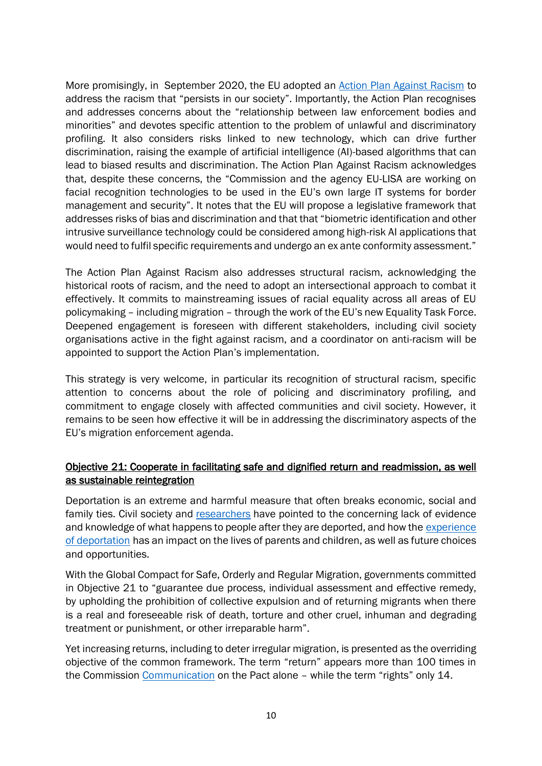More promisingly, in September 2020, the EU adopted an [Action Plan Against Racism](https://ec.europa.eu) to address the racism that "persists in our society". Importantly, the Action Plan recognises and addresses concerns about the "relationship between law enforcement bodies and minorities" and devotes specific attention to the problem of unlawful and discriminatory profiling. It also considers risks linked to new technology, which can drive further discrimination, raising the example of artificial intelligence (AI)-based algorithms that can lead to biased results and discrimination. The Action Plan Against Racism acknowledges that, despite these concerns, the "Commission and the agency EU-LISA are working on facial recognition technologies to be used in the EU's own large IT systems for border management and security". It notes that the EU will propose a legislative framework that addresses risks of bias and discrimination and that that "biometric identification and other intrusive surveillance technology could be considered among high-risk AI applications that would need to fulfil specific requirements and undergo an ex ante conformity assessment."

The Action Plan Against Racism also addresses structural racism, acknowledging the historical roots of racism, and the need to adopt an intersectional approach to combat it effectively. It commits to mainstreaming issues of racial equality across all areas of EU policymaking – including migration – through the work of the EU's new Equality Task Force. Deepened engagement is foreseen with different stakeholders, including civil society organisations active in the fight against racism, and a coordinator on anti-racism will be appointed to support the Action Plan's implementation.

This strategy is very welcome, in particular its recognition of structural racism, specific attention to concerns about the role of policing and discriminatory profiling, and commitment to engage closely with affected communities and civil society. However, it remains to be seen how effective it will be in addressing the discriminatory aspects of the EU's migration enforcement agenda.

### Objective 21: Cooperate in facilitating safe and dignified return and readmission, as well as sustainable reintegration

Deportation is an extreme and harmful measure that often breaks economic, social and family ties. Civil society and researchers have pointed to the concerning lack of evidence and knowledge of what happens to people after they are deported, and how the experience of deportation has an impact on the lives of parents and children, as well as future choices and opportunities.

With the Global Compact for Safe, Orderly and Regular Migration, governments committed in Objective 21 to "guarantee due process, individual assessment and effective remedy, by upholding the prohibition of collective expulsion and of returning migrants when there is a real and foreseeable risk of death, torture and other cruel, inhuman and degrading treatment or punishment, or other irreparable harm".

Yet increasing returns, including to deter irregular migration, is presented as the overriding objective of the common framework. The term "return" appears more than 100 times in the Commission Communication on the Pact alone – while the term "rights" only 14.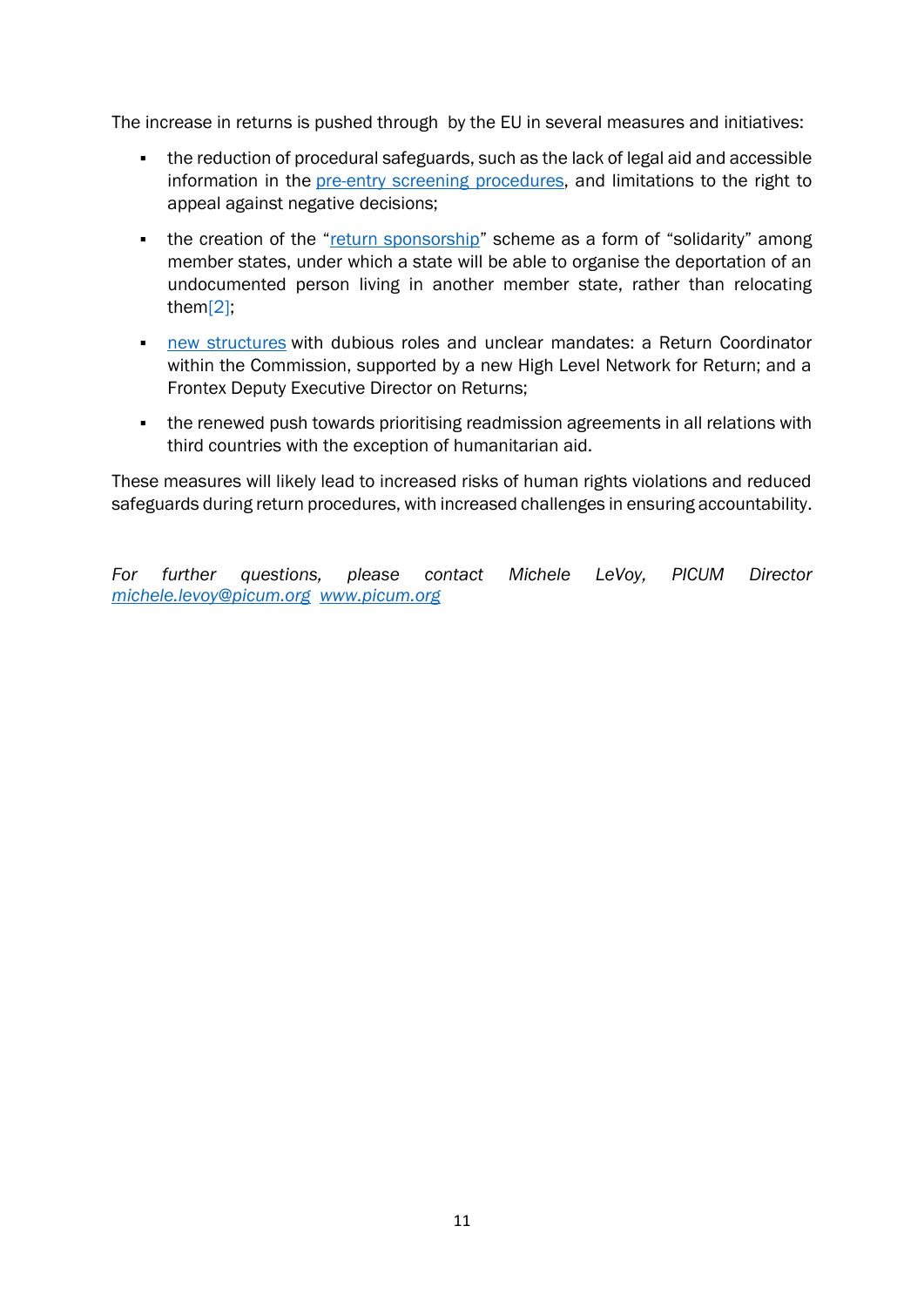The increase in returns is pushed through by the EU in several measures and initiatives:

- the reduction of procedural safeguards, such as the lack of legal aid and accessible information in the pre-entry screening procedures, and limitations to the right to appeal against negative decisions;
- the creation of the "return sponsorship" scheme as a form of "solidarity" among member states, under which a state will be able to organise the deportation of an undocumented person living in another member state, rather than relocating them[2];
- new structures with dubious roles and unclear mandates: a Return Coordinator within the Commission, supported by a new High Level Network for Return; and a Frontex Deputy Executive Director on Returns;
- the renewed push towards prioritising readmission agreements in all relations with third countries with the exception of humanitarian aid.

These measures will likely lead to increased risks of human rights violations and reduced safeguards during return procedures, with increased challenges in ensuring accountability.

*For further questions, please contact Michele LeVoy, PICUM Director michele.levoy@picum.org www.picum.org*